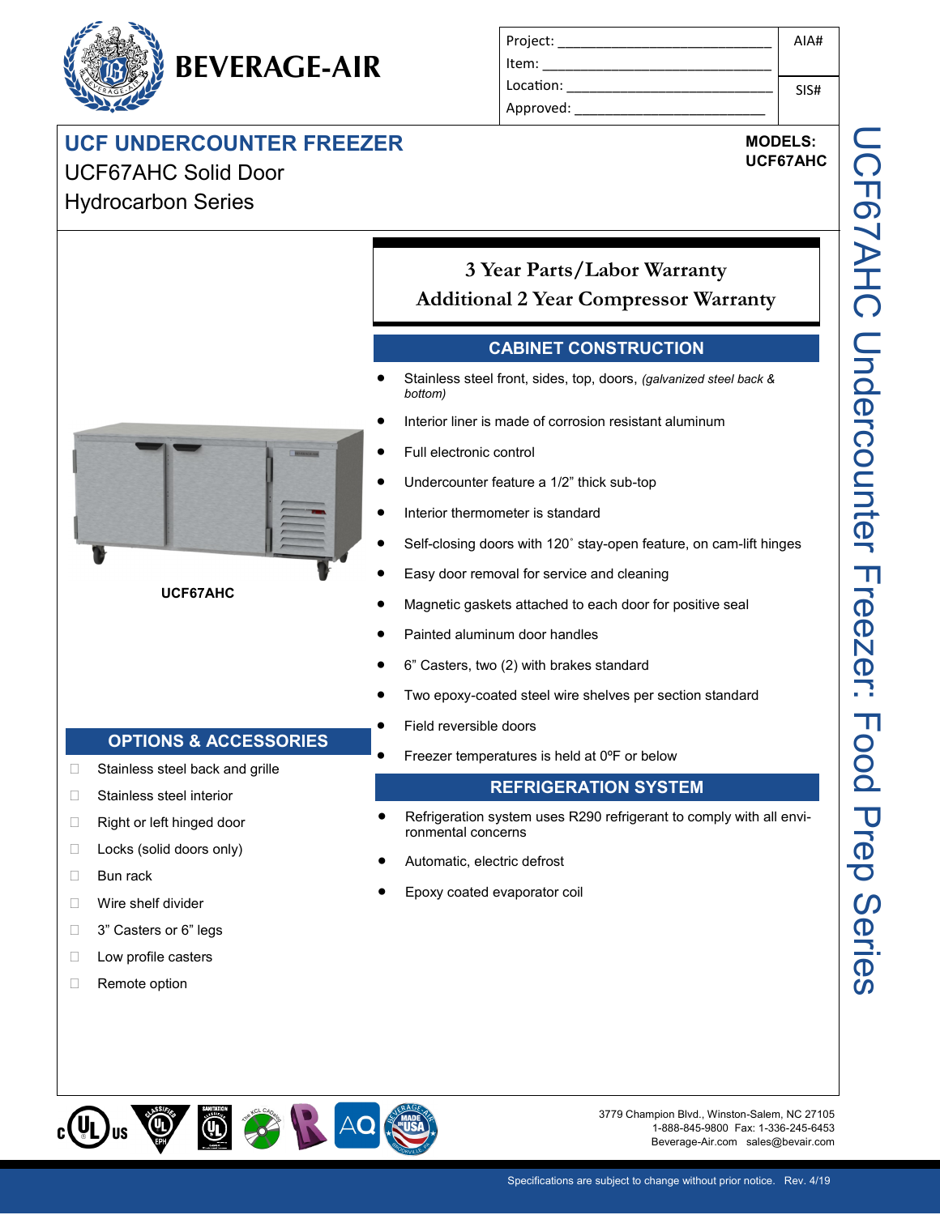# BEVERAGE-AIR

| Project: | AIA# |
|---|---|
| Item: | |
| Location: | SIS# |
| Approved: | |

## UCF UNDERCOUNTER FREEZER

UCF67AHC Solid Door

Hydrocarbon Series

**MODELS:**
**UCF67AHC**

UCF67AHC Undercounter Freezer: Food Prep Series

UCF67AHC

**3 Year Parts/Labor Warranty**
**Additional 2 Year Compressor Warranty**

### CABINET CONSTRUCTION

- Stainless steel front, sides, top, doors, *(galvanized steel back & bottom)*
- Interior liner is made of corrosion resistant aluminum
- Full electronic control
- Undercounter feature a 1/2" thick sub-top
- Interior thermometer is standard
- Self-closing doors with 120˚ stay-open feature, on cam-lift hinges
- Easy door removal for service and cleaning
- Magnetic gaskets attached to each door for positive seal
- Painted aluminum door handles
- 6" Casters, two (2) with brakes standard
- Two epoxy-coated steel wire shelves per section standard
- Field reversible doors
- Freezer temperatures is held at 0ºF or below

### REFRIGERATION SYSTEM

- Refrigeration system uses R290 refrigerant to comply with all environmental concerns
- Automatic, electric defrost
- Epoxy coated evaporator coil

### OPTIONS & ACCESSORIES

- ☐ Stainless steel back and grille
- ☐ Stainless steel interior
- ☐ Right or left hinged door
- ☐ Locks (solid doors only)
- ☐ Bun rack
- ☐ Wire shelf divider
- ☐ 3" Casters or 6" legs
- ☐ Low profile casters
- ☐ Remote option

3779 Champion Blvd., Winston-Salem, NC 27105
1-888-845-9800 Fax: 1-336-245-6453
Beverage-Air.com sales@bevair.com

Specifications are subject to change without prior notice. Rev. 4/19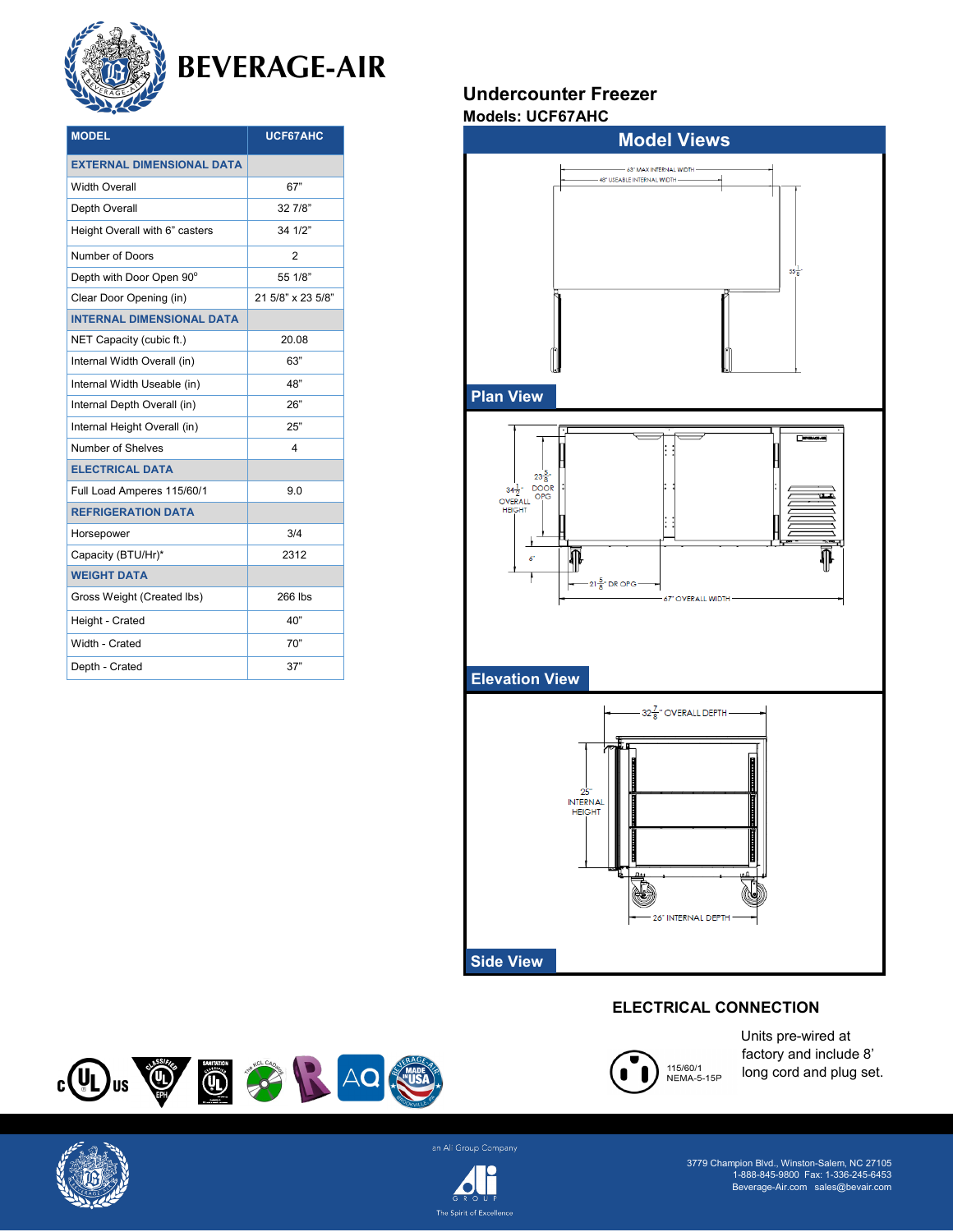# BEVERAGE-AIR

## Undercounter Freezer

### Models: UCF67AHC

| MODEL | UCF67AHC |
|---|---|
| **EXTERNAL DIMENSIONAL DATA** | |
| Width Overall | 67" |
| Depth Overall | 32 7/8" |
| Height Overall with 6" casters | 34 1/2" |
| Number of Doors | 2 |
| Depth with Door Open 90° | 55 1/8" |
| Clear Door Opening (in) | 21 5/8" x 23 5/8" |
| **INTERNAL DIMENSIONAL DATA** | |
| NET Capacity (cubic ft.) | 20.08 |
| Internal Width Overall (in) | 63" |
| Internal Width Useable (in) | 48" |
| Internal Depth Overall (in) | 26" |
| Internal Height Overall (in) | 25" |
| Number of Shelves | 4 |
| **ELECTRICAL DATA** | |
| Full Load Amperes 115/60/1 | 9.0 |
| **REFRIGERATION DATA** | |
| Horsepower | 3/4 |
| Capacity (BTU/Hr)* | 2312 |
| **WEIGHT DATA** | |
| Gross Weight (Crated lbs) | 266 lbs |
| Height - Crated | 40" |
| Width - Crated | 70" |
| Depth - Crated | 37" |

## Model Views

63" MAX INTERNAL WIDTH
48" USEABLE INTERNAL WIDTH
55 1/8"

**Plan View**

34 1/2" OVERALL HEIGHT
23 5/8" DOOR OPG
6"
21 5/8" DR OPG
67" OVERALL WIDTH

**Elevation View**

32 7/8" OVERALL DEPTH
25" INTERNAL HEIGHT
26" INTERNAL DEPTH

**Side View**

## ELECTRICAL CONNECTION

115/60/1
NEMA-5-15P

Units pre-wired at factory and include 8' long cord and plug set.

an Ali Group Company

The Spirit of Excellence

3779 Champion Blvd., Winston-Salem, NC 27105
1-888-845-9800 Fax: 1-336-245-6453
Beverage-Air.com sales@bevair.com